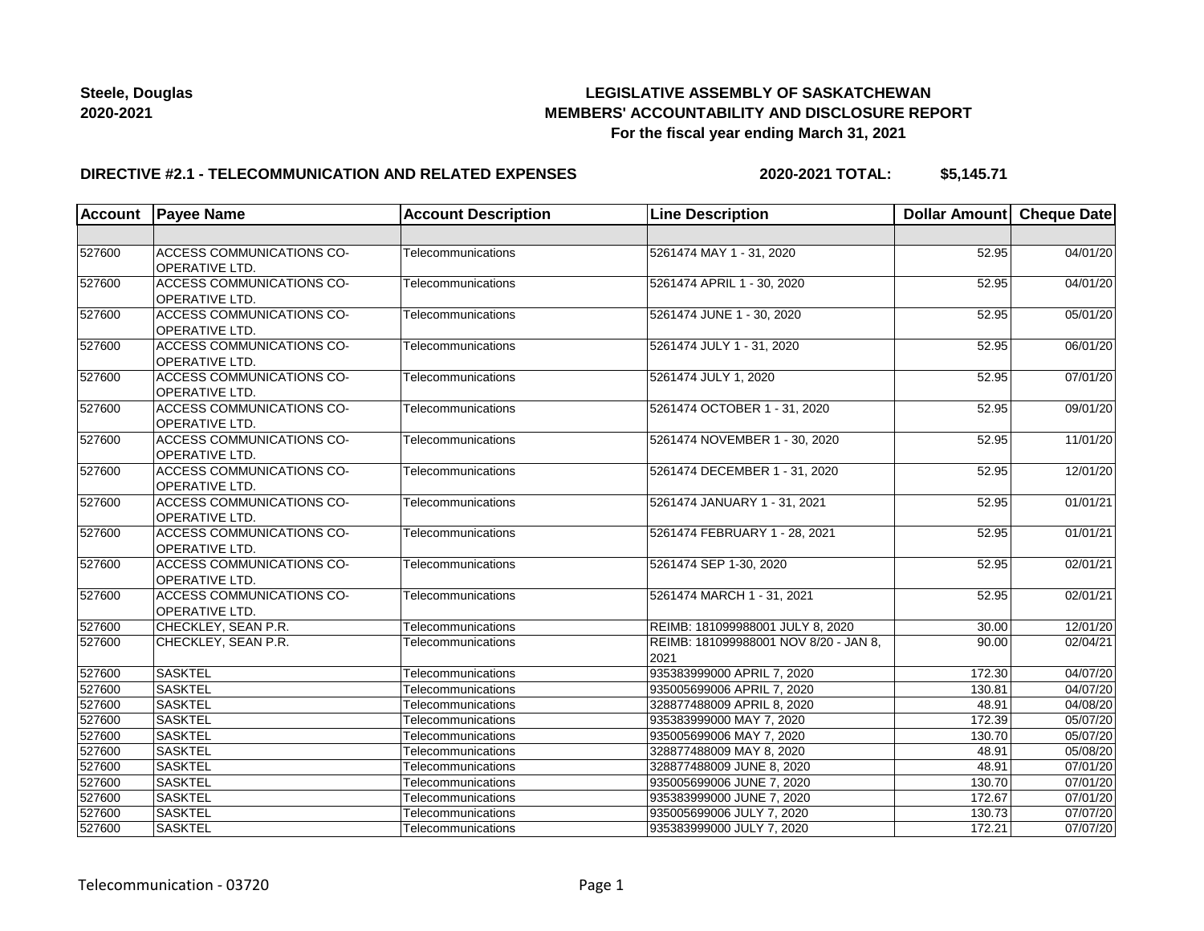**Steele, Douglas**
**2020-2021**

# LEGISLATIVE ASSEMBLY OF SASKATCHEWAN
## MEMBERS' ACCOUNTABILITY AND DISCLOSURE REPORT
### For the fiscal year ending March 31, 2021

**DIRECTIVE #2.1 - TELECOMMUNICATION AND RELATED EXPENSES** **2020-2021 TOTAL: $5,145.71**

| Account | Payee Name | Account Description | Line Description | Dollar Amount | Cheque Date |
|---|---|---|---|---|---|
| | | | | | |
| 527600 | ACCESS COMMUNICATIONS CO-OPERATIVE LTD. | Telecommunications | 5261474 MAY 1 - 31, 2020 | 52.95 | 04/01/20 |
| 527600 | ACCESS COMMUNICATIONS CO-OPERATIVE LTD. | Telecommunications | 5261474 APRIL 1 - 30, 2020 | 52.95 | 04/01/20 |
| 527600 | ACCESS COMMUNICATIONS CO-OPERATIVE LTD. | Telecommunications | 5261474 JUNE 1 - 30, 2020 | 52.95 | 05/01/20 |
| 527600 | ACCESS COMMUNICATIONS CO-OPERATIVE LTD. | Telecommunications | 5261474 JULY 1 - 31, 2020 | 52.95 | 06/01/20 |
| 527600 | ACCESS COMMUNICATIONS CO-OPERATIVE LTD. | Telecommunications | 5261474 JULY 1, 2020 | 52.95 | 07/01/20 |
| 527600 | ACCESS COMMUNICATIONS CO-OPERATIVE LTD. | Telecommunications | 5261474 OCTOBER 1 - 31, 2020 | 52.95 | 09/01/20 |
| 527600 | ACCESS COMMUNICATIONS CO-OPERATIVE LTD. | Telecommunications | 5261474 NOVEMBER 1 - 30, 2020 | 52.95 | 11/01/20 |
| 527600 | ACCESS COMMUNICATIONS CO-OPERATIVE LTD. | Telecommunications | 5261474 DECEMBER 1 - 31, 2020 | 52.95 | 12/01/20 |
| 527600 | ACCESS COMMUNICATIONS CO-OPERATIVE LTD. | Telecommunications | 5261474 JANUARY 1 - 31, 2021 | 52.95 | 01/01/21 |
| 527600 | ACCESS COMMUNICATIONS CO-OPERATIVE LTD. | Telecommunications | 5261474 FEBRUARY 1 - 28, 2021 | 52.95 | 01/01/21 |
| 527600 | ACCESS COMMUNICATIONS CO-OPERATIVE LTD. | Telecommunications | 5261474 SEP 1-30, 2020 | 52.95 | 02/01/21 |
| 527600 | ACCESS COMMUNICATIONS CO-OPERATIVE LTD. | Telecommunications | 5261474 MARCH 1 - 31, 2021 | 52.95 | 02/01/21 |
| 527600 | CHECKLEY, SEAN P.R. | Telecommunications | REIMB: 181099988001 JULY 8, 2020 | 30.00 | 12/01/20 |
| 527600 | CHECKLEY, SEAN P.R. | Telecommunications | REIMB: 181099988001 NOV 8/20 - JAN 8, 2021 | 90.00 | 02/04/21 |
| 527600 | SASKTEL | Telecommunications | 935383999000 APRIL 7, 2020 | 172.30 | 04/07/20 |
| 527600 | SASKTEL | Telecommunications | 935005699006 APRIL 7, 2020 | 130.81 | 04/07/20 |
| 527600 | SASKTEL | Telecommunications | 328877488009 APRIL 8, 2020 | 48.91 | 04/08/20 |
| 527600 | SASKTEL | Telecommunications | 935383999000 MAY 7, 2020 | 172.39 | 05/07/20 |
| 527600 | SASKTEL | Telecommunications | 935005699006 MAY 7, 2020 | 130.70 | 05/07/20 |
| 527600 | SASKTEL | Telecommunications | 328877488009 MAY 8, 2020 | 48.91 | 05/08/20 |
| 527600 | SASKTEL | Telecommunications | 328877488009 JUNE 8, 2020 | 48.91 | 07/01/20 |
| 527600 | SASKTEL | Telecommunications | 935005699006 JUNE 7, 2020 | 130.70 | 07/01/20 |
| 527600 | SASKTEL | Telecommunications | 935383999000 JUNE 7, 2020 | 172.67 | 07/01/20 |
| 527600 | SASKTEL | Telecommunications | 935005699006 JULY 7, 2020 | 130.73 | 07/07/20 |
| 527600 | SASKTEL | Telecommunications | 935383999000 JULY 7, 2020 | 172.21 | 07/07/20 |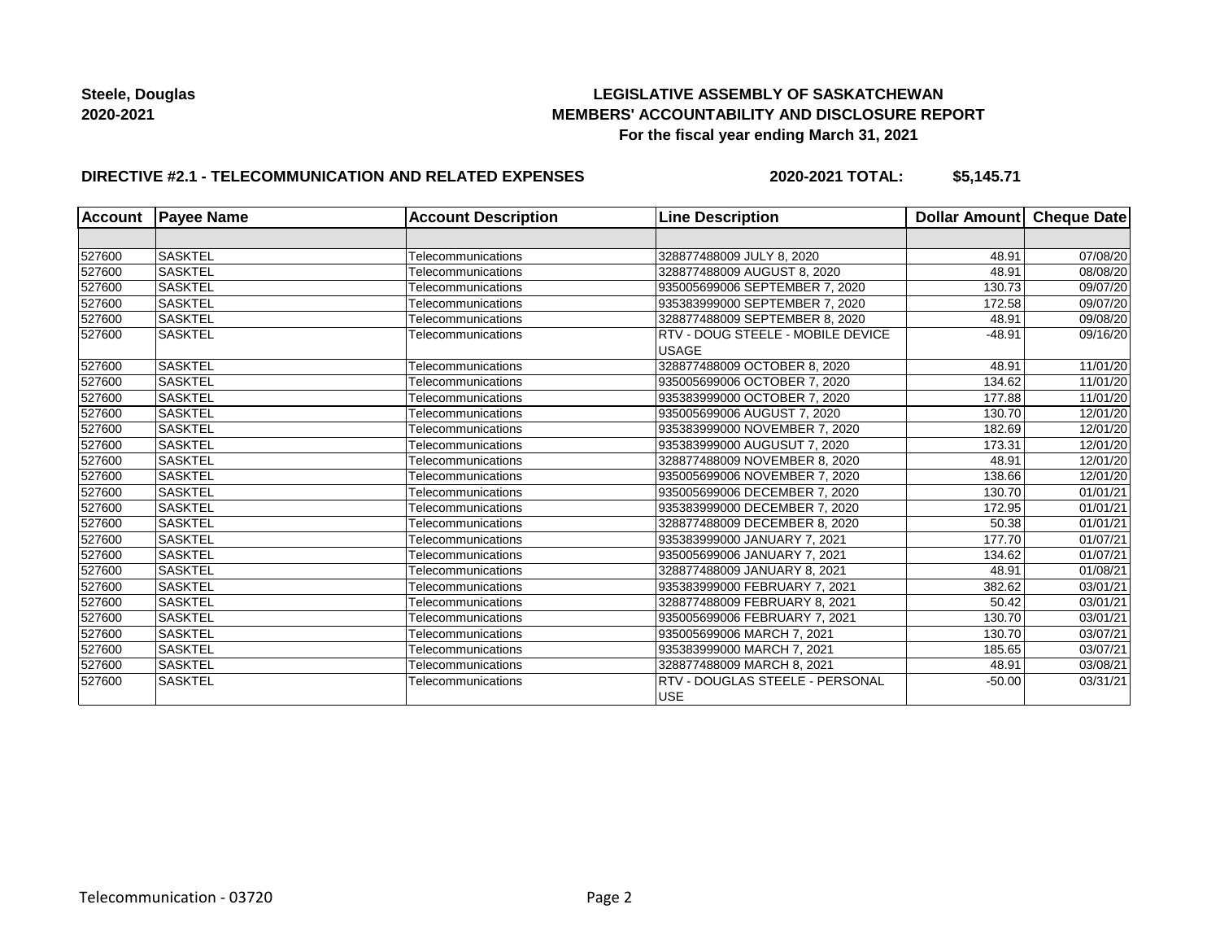**Steele, Douglas**
**2020-2021**

**LEGISLATIVE ASSEMBLY OF SASKATCHEWAN**
**MEMBERS' ACCOUNTABILITY AND DISCLOSURE REPORT**
**For the fiscal year ending March 31, 2021**

**DIRECTIVE #2.1 - TELECOMMUNICATION AND RELATED EXPENSES** **2020-2021 TOTAL: $5,145.71**

| Account | Payee Name | Account Description | Line Description | Dollar Amount | Cheque Date |
|---|---|---|---|---|---|
| | | | | | |
| 527600 | SASKTEL | Telecommunications | 328877488009 JULY 8, 2020 | 48.91 | 07/08/20 |
| 527600 | SASKTEL | Telecommunications | 328877488009 AUGUST 8, 2020 | 48.91 | 08/08/20 |
| 527600 | SASKTEL | Telecommunications | 935005699006 SEPTEMBER 7, 2020 | 130.73 | 09/07/20 |
| 527600 | SASKTEL | Telecommunications | 935383999000 SEPTEMBER 7, 2020 | 172.58 | 09/07/20 |
| 527600 | SASKTEL | Telecommunications | 328877488009 SEPTEMBER 8, 2020 | 48.91 | 09/08/20 |
| 527600 | SASKTEL | Telecommunications | RTV - DOUG STEELE - MOBILE DEVICE USAGE | -48.91 | 09/16/20 |
| 527600 | SASKTEL | Telecommunications | 328877488009 OCTOBER 8, 2020 | 48.91 | 11/01/20 |
| 527600 | SASKTEL | Telecommunications | 935005699006 OCTOBER 7, 2020 | 134.62 | 11/01/20 |
| 527600 | SASKTEL | Telecommunications | 935383999000 OCTOBER 7, 2020 | 177.88 | 11/01/20 |
| 527600 | SASKTEL | Telecommunications | 935005699006 AUGUST 7, 2020 | 130.70 | 12/01/20 |
| 527600 | SASKTEL | Telecommunications | 935383999000 NOVEMBER 7, 2020 | 182.69 | 12/01/20 |
| 527600 | SASKTEL | Telecommunications | 935383999000 AUGUSUT 7, 2020 | 173.31 | 12/01/20 |
| 527600 | SASKTEL | Telecommunications | 328877488009 NOVEMBER 8, 2020 | 48.91 | 12/01/20 |
| 527600 | SASKTEL | Telecommunications | 935005699006 NOVEMBER 7, 2020 | 138.66 | 12/01/20 |
| 527600 | SASKTEL | Telecommunications | 935005699006 DECEMBER 7, 2020 | 130.70 | 01/01/21 |
| 527600 | SASKTEL | Telecommunications | 935383999000 DECEMBER 7, 2020 | 172.95 | 01/01/21 |
| 527600 | SASKTEL | Telecommunications | 328877488009 DECEMBER 8, 2020 | 50.38 | 01/01/21 |
| 527600 | SASKTEL | Telecommunications | 935383999000 JANUARY 7, 2021 | 177.70 | 01/07/21 |
| 527600 | SASKTEL | Telecommunications | 935005699006 JANUARY 7, 2021 | 134.62 | 01/07/21 |
| 527600 | SASKTEL | Telecommunications | 328877488009 JANUARY 8, 2021 | 48.91 | 01/08/21 |
| 527600 | SASKTEL | Telecommunications | 935383999000 FEBRUARY 7, 2021 | 382.62 | 03/01/21 |
| 527600 | SASKTEL | Telecommunications | 328877488009 FEBRUARY 8, 2021 | 50.42 | 03/01/21 |
| 527600 | SASKTEL | Telecommunications | 935005699006 FEBRUARY 7, 2021 | 130.70 | 03/01/21 |
| 527600 | SASKTEL | Telecommunications | 935005699006 MARCH 7, 2021 | 130.70 | 03/07/21 |
| 527600 | SASKTEL | Telecommunications | 935383999000 MARCH 7, 2021 | 185.65 | 03/07/21 |
| 527600 | SASKTEL | Telecommunications | 328877488009 MARCH 8, 2021 | 48.91 | 03/08/21 |
| 527600 | SASKTEL | Telecommunications | RTV - DOUGLAS STEELE - PERSONAL USE | -50.00 | 03/31/21 |

Telecommunication - 03720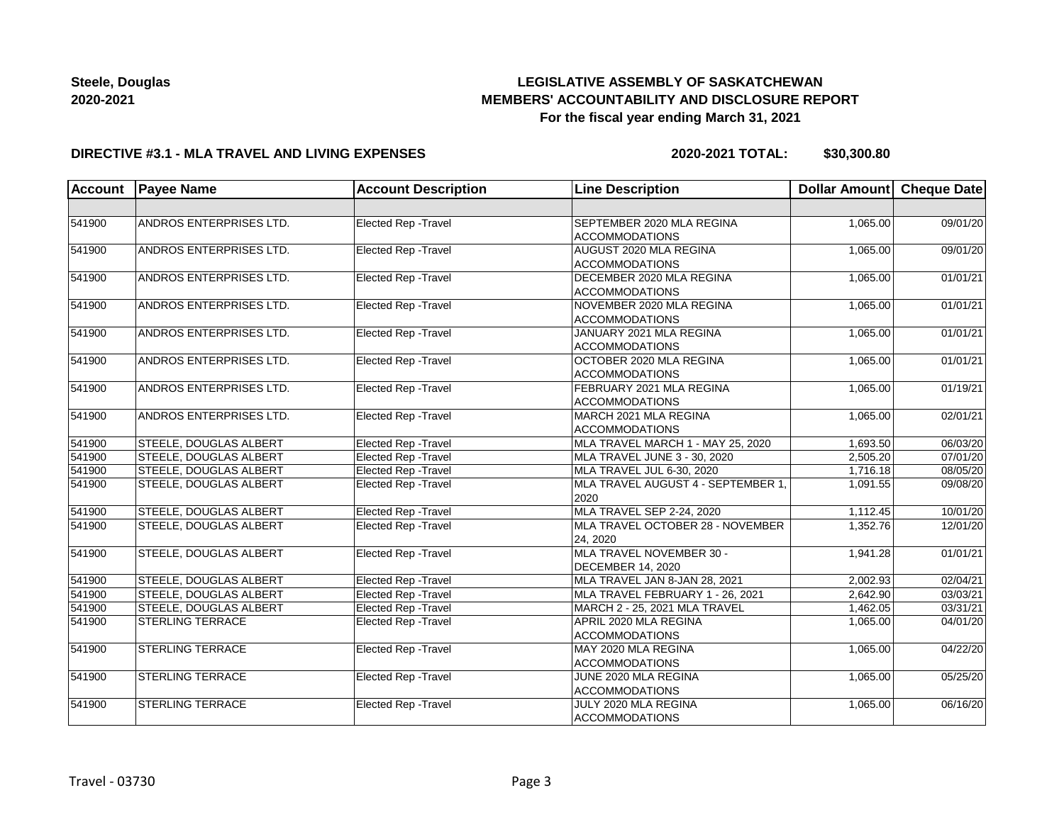**Steele, Douglas**
**2020-2021**

# LEGISLATIVE ASSEMBLY OF SASKATCHEWAN
## MEMBERS' ACCOUNTABILITY AND DISCLOSURE REPORT
### For the fiscal year ending March 31, 2021

**DIRECTIVE #3.1 - MLA TRAVEL AND LIVING EXPENSES** **2020-2021 TOTAL: $30,300.80**

| Account | Payee Name | Account Description | Line Description | Dollar Amount | Cheque Date |
|---|---|---|---|---|---|
| | | | | | |
| 541900 | ANDROS ENTERPRISES LTD. | Elected Rep -Travel | SEPTEMBER 2020 MLA REGINA ACCOMMODATIONS | 1,065.00 | 09/01/20 |
| 541900 | ANDROS ENTERPRISES LTD. | Elected Rep -Travel | AUGUST 2020 MLA REGINA ACCOMMODATIONS | 1,065.00 | 09/01/20 |
| 541900 | ANDROS ENTERPRISES LTD. | Elected Rep -Travel | DECEMBER 2020 MLA REGINA ACCOMMODATIONS | 1,065.00 | 01/01/21 |
| 541900 | ANDROS ENTERPRISES LTD. | Elected Rep -Travel | NOVEMBER 2020 MLA REGINA ACCOMMODATIONS | 1,065.00 | 01/01/21 |
| 541900 | ANDROS ENTERPRISES LTD. | Elected Rep -Travel | JANUARY 2021 MLA REGINA ACCOMMODATIONS | 1,065.00 | 01/01/21 |
| 541900 | ANDROS ENTERPRISES LTD. | Elected Rep -Travel | OCTOBER 2020 MLA REGINA ACCOMMODATIONS | 1,065.00 | 01/01/21 |
| 541900 | ANDROS ENTERPRISES LTD. | Elected Rep -Travel | FEBRUARY 2021 MLA REGINA ACCOMMODATIONS | 1,065.00 | 01/19/21 |
| 541900 | ANDROS ENTERPRISES LTD. | Elected Rep -Travel | MARCH 2021 MLA REGINA ACCOMMODATIONS | 1,065.00 | 02/01/21 |
| 541900 | STEELE, DOUGLAS ALBERT | Elected Rep -Travel | MLA TRAVEL MARCH 1 - MAY 25, 2020 | 1,693.50 | 06/03/20 |
| 541900 | STEELE, DOUGLAS ALBERT | Elected Rep -Travel | MLA TRAVEL JUNE 3 - 30, 2020 | 2,505.20 | 07/01/20 |
| 541900 | STEELE, DOUGLAS ALBERT | Elected Rep -Travel | MLA TRAVEL JUL 6-30, 2020 | 1,716.18 | 08/05/20 |
| 541900 | STEELE, DOUGLAS ALBERT | Elected Rep -Travel | MLA TRAVEL AUGUST 4 - SEPTEMBER 1, 2020 | 1,091.55 | 09/08/20 |
| 541900 | STEELE, DOUGLAS ALBERT | Elected Rep -Travel | MLA TRAVEL SEP 2-24, 2020 | 1,112.45 | 10/01/20 |
| 541900 | STEELE, DOUGLAS ALBERT | Elected Rep -Travel | MLA TRAVEL OCTOBER 28 - NOVEMBER 24, 2020 | 1,352.76 | 12/01/20 |
| 541900 | STEELE, DOUGLAS ALBERT | Elected Rep -Travel | MLA TRAVEL NOVEMBER 30 - DECEMBER 14, 2020 | 1,941.28 | 01/01/21 |
| 541900 | STEELE, DOUGLAS ALBERT | Elected Rep -Travel | MLA TRAVEL JAN 8-JAN 28, 2021 | 2,002.93 | 02/04/21 |
| 541900 | STEELE, DOUGLAS ALBERT | Elected Rep -Travel | MLA TRAVEL FEBRUARY 1 - 26, 2021 | 2,642.90 | 03/03/21 |
| 541900 | STEELE, DOUGLAS ALBERT | Elected Rep -Travel | MARCH 2 - 25, 2021 MLA TRAVEL | 1,462.05 | 03/31/21 |
| 541900 | STERLING TERRACE | Elected Rep -Travel | APRIL 2020 MLA REGINA ACCOMMODATIONS | 1,065.00 | 04/01/20 |
| 541900 | STERLING TERRACE | Elected Rep -Travel | MAY 2020 MLA REGINA ACCOMMODATIONS | 1,065.00 | 04/22/20 |
| 541900 | STERLING TERRACE | Elected Rep -Travel | JUNE 2020 MLA REGINA ACCOMMODATIONS | 1,065.00 | 05/25/20 |
| 541900 | STERLING TERRACE | Elected Rep -Travel | JULY 2020 MLA REGINA ACCOMMODATIONS | 1,065.00 | 06/16/20 |

Travel - 03730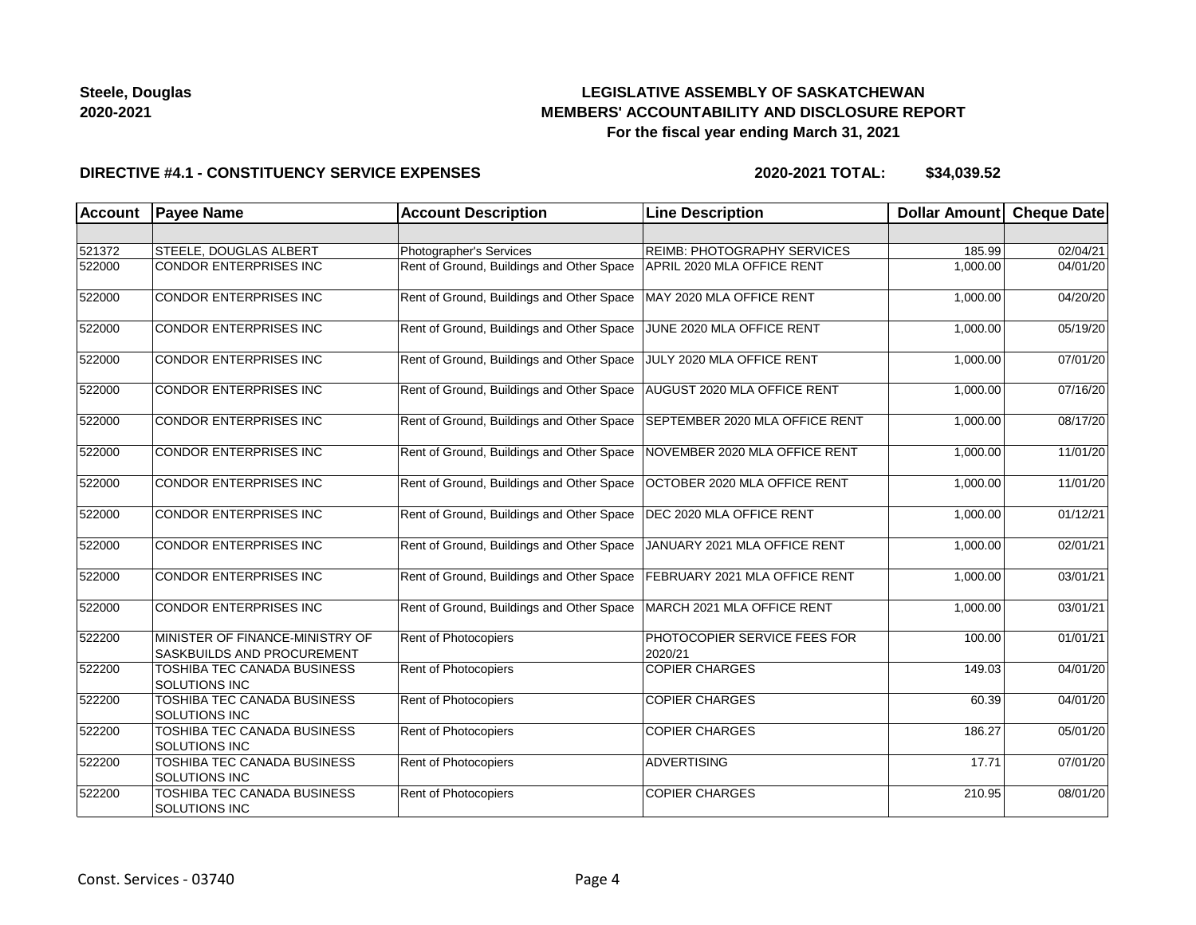**Steele, Douglas**
**2020-2021**

**LEGISLATIVE ASSEMBLY OF SASKATCHEWAN**
**MEMBERS' ACCOUNTABILITY AND DISCLOSURE REPORT**
**For the fiscal year ending March 31, 2021**

**DIRECTIVE #4.1 - CONSTITUENCY SERVICE EXPENSES** **2020-2021 TOTAL: $34,039.52**

| Account | Payee Name | Account Description | Line Description | Dollar Amount | Cheque Date |
|---|---|---|---|---|---|
| | | | | | |
| 521372 | STEELE, DOUGLAS ALBERT | Photographer's Services | REIMB: PHOTOGRAPHY SERVICES | 185.99 | 02/04/21 |
| 522000 | CONDOR ENTERPRISES INC | Rent of Ground, Buildings and Other Space | APRIL 2020 MLA OFFICE RENT | 1,000.00 | 04/01/20 |
| 522000 | CONDOR ENTERPRISES INC | Rent of Ground, Buildings and Other Space | MAY 2020 MLA OFFICE RENT | 1,000.00 | 04/20/20 |
| 522000 | CONDOR ENTERPRISES INC | Rent of Ground, Buildings and Other Space | JUNE 2020 MLA OFFICE RENT | 1,000.00 | 05/19/20 |
| 522000 | CONDOR ENTERPRISES INC | Rent of Ground, Buildings and Other Space | JULY 2020 MLA OFFICE RENT | 1,000.00 | 07/01/20 |
| 522000 | CONDOR ENTERPRISES INC | Rent of Ground, Buildings and Other Space | AUGUST 2020 MLA OFFICE RENT | 1,000.00 | 07/16/20 |
| 522000 | CONDOR ENTERPRISES INC | Rent of Ground, Buildings and Other Space | SEPTEMBER 2020 MLA OFFICE RENT | 1,000.00 | 08/17/20 |
| 522000 | CONDOR ENTERPRISES INC | Rent of Ground, Buildings and Other Space | NOVEMBER 2020 MLA OFFICE RENT | 1,000.00 | 11/01/20 |
| 522000 | CONDOR ENTERPRISES INC | Rent of Ground, Buildings and Other Space | OCTOBER 2020 MLA OFFICE RENT | 1,000.00 | 11/01/20 |
| 522000 | CONDOR ENTERPRISES INC | Rent of Ground, Buildings and Other Space | DEC 2020 MLA OFFICE RENT | 1,000.00 | 01/12/21 |
| 522000 | CONDOR ENTERPRISES INC | Rent of Ground, Buildings and Other Space | JANUARY 2021 MLA OFFICE RENT | 1,000.00 | 02/01/21 |
| 522000 | CONDOR ENTERPRISES INC | Rent of Ground, Buildings and Other Space | FEBRUARY 2021 MLA OFFICE RENT | 1,000.00 | 03/01/21 |
| 522000 | CONDOR ENTERPRISES INC | Rent of Ground, Buildings and Other Space | MARCH 2021 MLA OFFICE RENT | 1,000.00 | 03/01/21 |
| 522200 | MINISTER OF FINANCE-MINISTRY OF SASKBUILDS AND PROCUREMENT | Rent of Photocopiers | PHOTOCOPIER SERVICE FEES FOR 2020/21 | 100.00 | 01/01/21 |
| 522200 | TOSHIBA TEC CANADA BUSINESS SOLUTIONS INC | Rent of Photocopiers | COPIER CHARGES | 149.03 | 04/01/20 |
| 522200 | TOSHIBA TEC CANADA BUSINESS SOLUTIONS INC | Rent of Photocopiers | COPIER CHARGES | 60.39 | 04/01/20 |
| 522200 | TOSHIBA TEC CANADA BUSINESS SOLUTIONS INC | Rent of Photocopiers | COPIER CHARGES | 186.27 | 05/01/20 |
| 522200 | TOSHIBA TEC CANADA BUSINESS SOLUTIONS INC | Rent of Photocopiers | ADVERTISING | 17.71 | 07/01/20 |
| 522200 | TOSHIBA TEC CANADA BUSINESS SOLUTIONS INC | Rent of Photocopiers | COPIER CHARGES | 210.95 | 08/01/20 |

Const. Services - 03740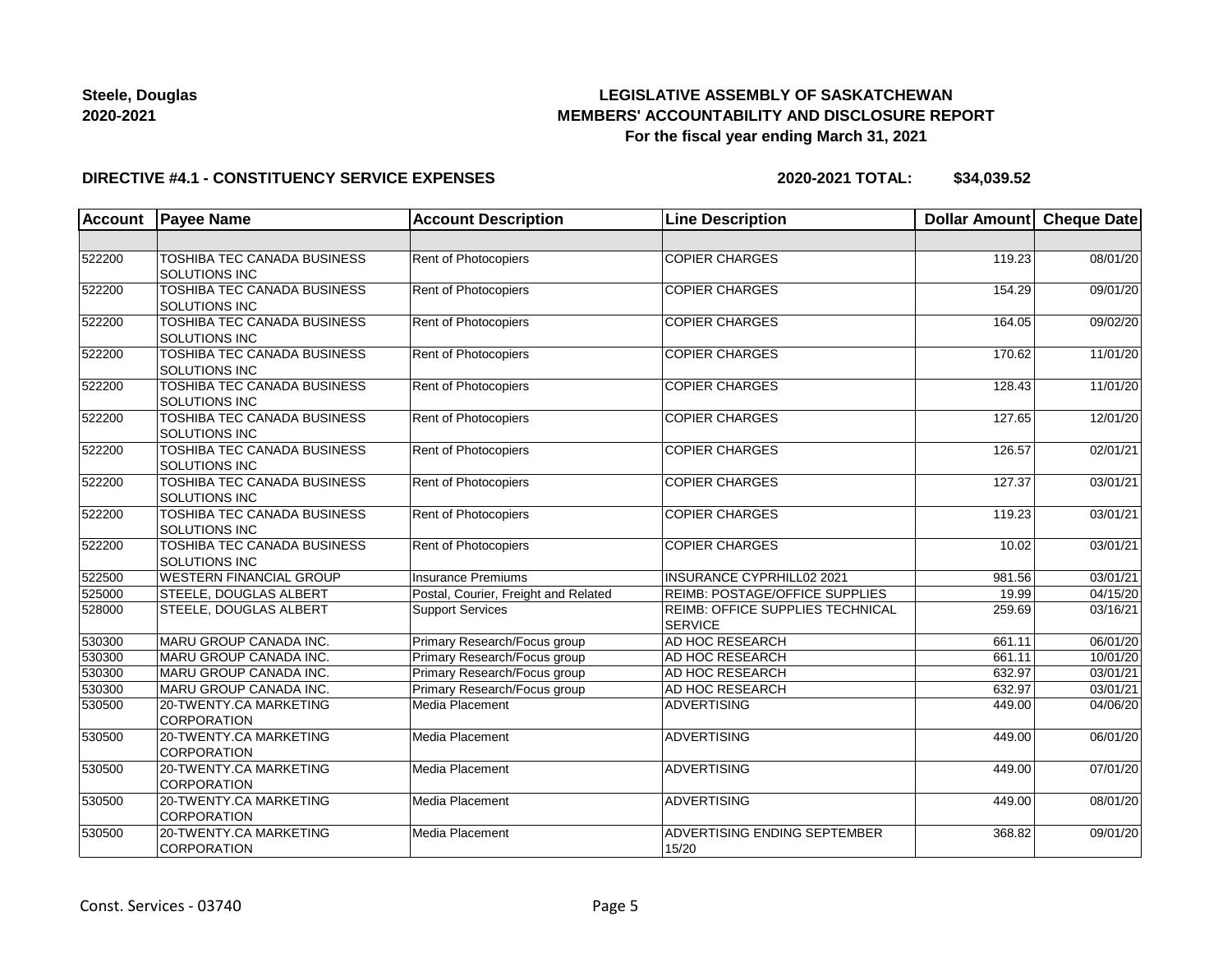**Steele, Douglas**
**2020-2021**

**LEGISLATIVE ASSEMBLY OF SASKATCHEWAN**
**MEMBERS' ACCOUNTABILITY AND DISCLOSURE REPORT**
**For the fiscal year ending March 31, 2021**

**DIRECTIVE #4.1 - CONSTITUENCY SERVICE EXPENSES** **2020-2021 TOTAL: $34,039.52**

| Account | Payee Name | Account Description | Line Description | Dollar Amount | Cheque Date |
|---|---|---|---|---|---|
| | | | | | |
| 522200 | TOSHIBA TEC CANADA BUSINESS SOLUTIONS INC | Rent of Photocopiers | COPIER CHARGES | 119.23 | 08/01/20 |
| 522200 | TOSHIBA TEC CANADA BUSINESS SOLUTIONS INC | Rent of Photocopiers | COPIER CHARGES | 154.29 | 09/01/20 |
| 522200 | TOSHIBA TEC CANADA BUSINESS SOLUTIONS INC | Rent of Photocopiers | COPIER CHARGES | 164.05 | 09/02/20 |
| 522200 | TOSHIBA TEC CANADA BUSINESS SOLUTIONS INC | Rent of Photocopiers | COPIER CHARGES | 170.62 | 11/01/20 |
| 522200 | TOSHIBA TEC CANADA BUSINESS SOLUTIONS INC | Rent of Photocopiers | COPIER CHARGES | 128.43 | 11/01/20 |
| 522200 | TOSHIBA TEC CANADA BUSINESS SOLUTIONS INC | Rent of Photocopiers | COPIER CHARGES | 127.65 | 12/01/20 |
| 522200 | TOSHIBA TEC CANADA BUSINESS SOLUTIONS INC | Rent of Photocopiers | COPIER CHARGES | 126.57 | 02/01/21 |
| 522200 | TOSHIBA TEC CANADA BUSINESS SOLUTIONS INC | Rent of Photocopiers | COPIER CHARGES | 127.37 | 03/01/21 |
| 522200 | TOSHIBA TEC CANADA BUSINESS SOLUTIONS INC | Rent of Photocopiers | COPIER CHARGES | 119.23 | 03/01/21 |
| 522200 | TOSHIBA TEC CANADA BUSINESS SOLUTIONS INC | Rent of Photocopiers | COPIER CHARGES | 10.02 | 03/01/21 |
| 522500 | WESTERN FINANCIAL GROUP | Insurance Premiums | INSURANCE CYPRHILL02 2021 | 981.56 | 03/01/21 |
| 525000 | STEELE, DOUGLAS ALBERT | Postal, Courier, Freight and Related | REIMB: POSTAGE/OFFICE SUPPLIES | 19.99 | 04/15/20 |
| 528000 | STEELE, DOUGLAS ALBERT | Support Services | REIMB: OFFICE SUPPLIES TECHNICAL SERVICE | 259.69 | 03/16/21 |
| 530300 | MARU GROUP CANADA INC. | Primary Research/Focus group | AD HOC RESEARCH | 661.11 | 06/01/20 |
| 530300 | MARU GROUP CANADA INC. | Primary Research/Focus group | AD HOC RESEARCH | 661.11 | 10/01/20 |
| 530300 | MARU GROUP CANADA INC. | Primary Research/Focus group | AD HOC RESEARCH | 632.97 | 03/01/21 |
| 530300 | MARU GROUP CANADA INC. | Primary Research/Focus group | AD HOC RESEARCH | 632.97 | 03/01/21 |
| 530500 | 20-TWENTY.CA MARKETING CORPORATION | Media Placement | ADVERTISING | 449.00 | 04/06/20 |
| 530500 | 20-TWENTY.CA MARKETING CORPORATION | Media Placement | ADVERTISING | 449.00 | 06/01/20 |
| 530500 | 20-TWENTY.CA MARKETING CORPORATION | Media Placement | ADVERTISING | 449.00 | 07/01/20 |
| 530500 | 20-TWENTY.CA MARKETING CORPORATION | Media Placement | ADVERTISING | 449.00 | 08/01/20 |
| 530500 | 20-TWENTY.CA MARKETING CORPORATION | Media Placement | ADVERTISING ENDING SEPTEMBER 15/20 | 368.82 | 09/01/20 |

Const. Services - 03740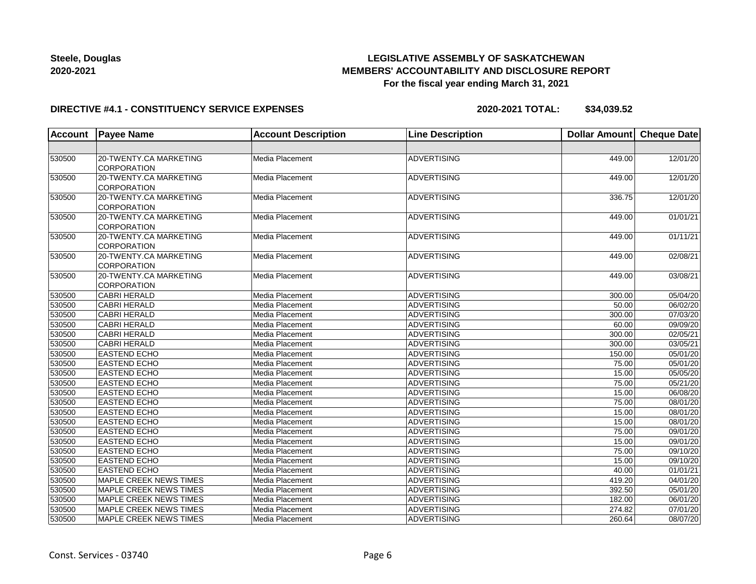**Steele, Douglas**
**2020-2021**

**LEGISLATIVE ASSEMBLY OF SASKATCHEWAN**
**MEMBERS' ACCOUNTABILITY AND DISCLOSURE REPORT**
**For the fiscal year ending March 31, 2021**

**DIRECTIVE #4.1 - CONSTITUENCY SERVICE EXPENSES** **2020-2021 TOTAL: $34,039.52**

| Account | Payee Name | Account Description | Line Description | Dollar Amount | Cheque Date |
|---|---|---|---|---|---|
| | | | | | |
| 530500 | 20-TWENTY.CA MARKETING CORPORATION | Media Placement | ADVERTISING | 449.00 | 12/01/20 |
| 530500 | 20-TWENTY.CA MARKETING CORPORATION | Media Placement | ADVERTISING | 449.00 | 12/01/20 |
| 530500 | 20-TWENTY.CA MARKETING CORPORATION | Media Placement | ADVERTISING | 336.75 | 12/01/20 |
| 530500 | 20-TWENTY.CA MARKETING CORPORATION | Media Placement | ADVERTISING | 449.00 | 01/01/21 |
| 530500 | 20-TWENTY.CA MARKETING CORPORATION | Media Placement | ADVERTISING | 449.00 | 01/11/21 |
| 530500 | 20-TWENTY.CA MARKETING CORPORATION | Media Placement | ADVERTISING | 449.00 | 02/08/21 |
| 530500 | 20-TWENTY.CA MARKETING CORPORATION | Media Placement | ADVERTISING | 449.00 | 03/08/21 |
| 530500 | CABRI HERALD | Media Placement | ADVERTISING | 300.00 | 05/04/20 |
| 530500 | CABRI HERALD | Media Placement | ADVERTISING | 50.00 | 06/02/20 |
| 530500 | CABRI HERALD | Media Placement | ADVERTISING | 300.00 | 07/03/20 |
| 530500 | CABRI HERALD | Media Placement | ADVERTISING | 60.00 | 09/09/20 |
| 530500 | CABRI HERALD | Media Placement | ADVERTISING | 300.00 | 02/05/21 |
| 530500 | CABRI HERALD | Media Placement | ADVERTISING | 300.00 | 03/05/21 |
| 530500 | EASTEND ECHO | Media Placement | ADVERTISING | 150.00 | 05/01/20 |
| 530500 | EASTEND ECHO | Media Placement | ADVERTISING | 75.00 | 05/01/20 |
| 530500 | EASTEND ECHO | Media Placement | ADVERTISING | 15.00 | 05/05/20 |
| 530500 | EASTEND ECHO | Media Placement | ADVERTISING | 75.00 | 05/21/20 |
| 530500 | EASTEND ECHO | Media Placement | ADVERTISING | 15.00 | 06/08/20 |
| 530500 | EASTEND ECHO | Media Placement | ADVERTISING | 75.00 | 08/01/20 |
| 530500 | EASTEND ECHO | Media Placement | ADVERTISING | 15.00 | 08/01/20 |
| 530500 | EASTEND ECHO | Media Placement | ADVERTISING | 15.00 | 08/01/20 |
| 530500 | EASTEND ECHO | Media Placement | ADVERTISING | 75.00 | 09/01/20 |
| 530500 | EASTEND ECHO | Media Placement | ADVERTISING | 15.00 | 09/01/20 |
| 530500 | EASTEND ECHO | Media Placement | ADVERTISING | 75.00 | 09/10/20 |
| 530500 | EASTEND ECHO | Media Placement | ADVERTISING | 15.00 | 09/10/20 |
| 530500 | EASTEND ECHO | Media Placement | ADVERTISING | 40.00 | 01/01/21 |
| 530500 | MAPLE CREEK NEWS TIMES | Media Placement | ADVERTISING | 419.20 | 04/01/20 |
| 530500 | MAPLE CREEK NEWS TIMES | Media Placement | ADVERTISING | 392.50 | 05/01/20 |
| 530500 | MAPLE CREEK NEWS TIMES | Media Placement | ADVERTISING | 182.00 | 06/01/20 |
| 530500 | MAPLE CREEK NEWS TIMES | Media Placement | ADVERTISING | 274.82 | 07/01/20 |
| 530500 | MAPLE CREEK NEWS TIMES | Media Placement | ADVERTISING | 260.64 | 08/07/20 |

Const. Services - 03740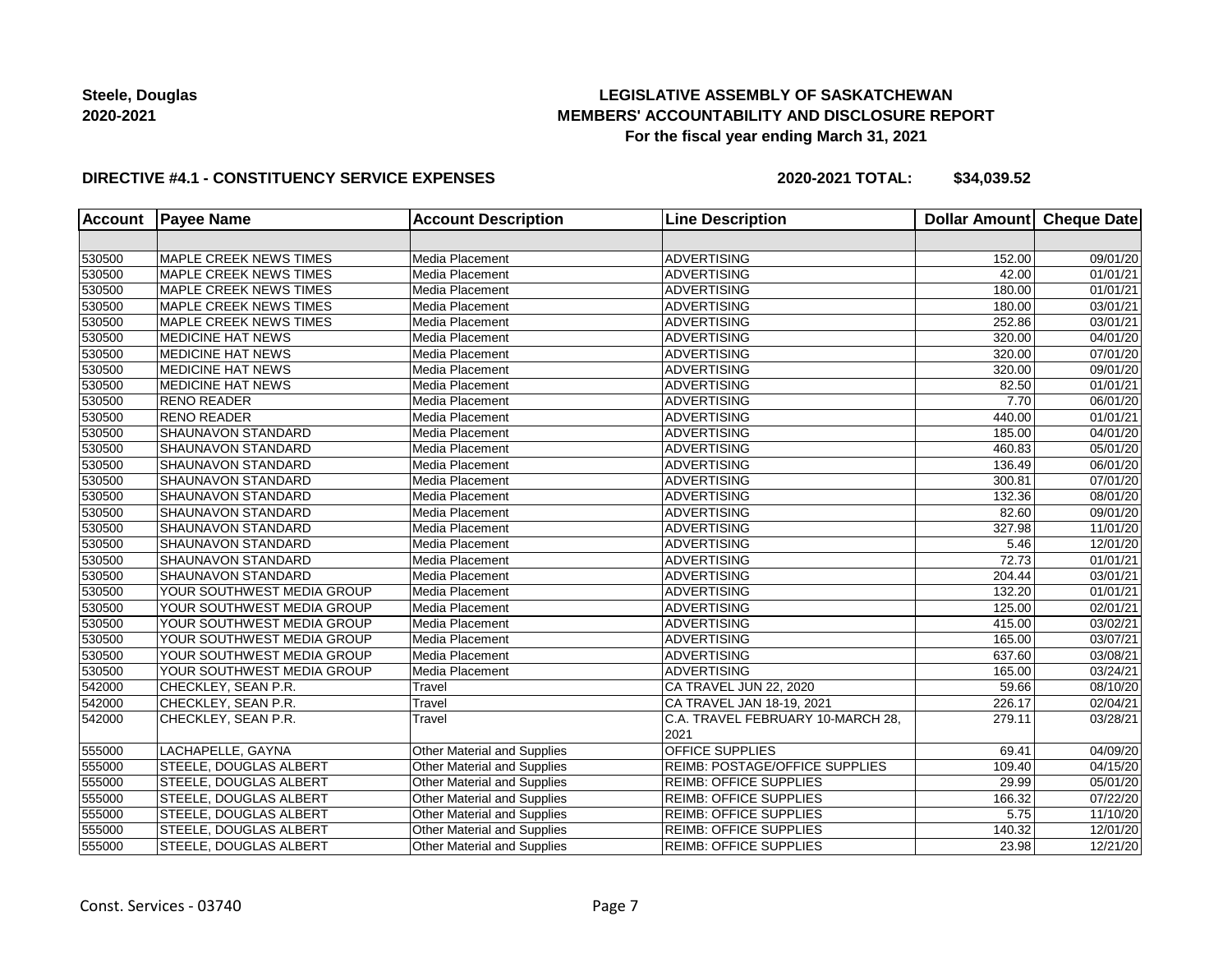**Steele, Douglas**
**2020-2021**

# LEGISLATIVE ASSEMBLY OF SASKATCHEWAN
## MEMBERS' ACCOUNTABILITY AND DISCLOSURE REPORT
### For the fiscal year ending March 31, 2021

**DIRECTIVE #4.1 - CONSTITUENCY SERVICE EXPENSES** **2020-2021 TOTAL: $34,039.52**

| Account | Payee Name | Account Description | Line Description | Dollar Amount | Cheque Date |
|---|---|---|---|---|---|
| | | | | | |
| 530500 | MAPLE CREEK NEWS TIMES | Media Placement | ADVERTISING | 152.00 | 09/01/20 |
| 530500 | MAPLE CREEK NEWS TIMES | Media Placement | ADVERTISING | 42.00 | 01/01/21 |
| 530500 | MAPLE CREEK NEWS TIMES | Media Placement | ADVERTISING | 180.00 | 01/01/21 |
| 530500 | MAPLE CREEK NEWS TIMES | Media Placement | ADVERTISING | 180.00 | 03/01/21 |
| 530500 | MAPLE CREEK NEWS TIMES | Media Placement | ADVERTISING | 252.86 | 03/01/21 |
| 530500 | MEDICINE HAT NEWS | Media Placement | ADVERTISING | 320.00 | 04/01/20 |
| 530500 | MEDICINE HAT NEWS | Media Placement | ADVERTISING | 320.00 | 07/01/20 |
| 530500 | MEDICINE HAT NEWS | Media Placement | ADVERTISING | 320.00 | 09/01/20 |
| 530500 | MEDICINE HAT NEWS | Media Placement | ADVERTISING | 82.50 | 01/01/21 |
| 530500 | RENO READER | Media Placement | ADVERTISING | 7.70 | 06/01/20 |
| 530500 | RENO READER | Media Placement | ADVERTISING | 440.00 | 01/01/21 |
| 530500 | SHAUNAVON STANDARD | Media Placement | ADVERTISING | 185.00 | 04/01/20 |
| 530500 | SHAUNAVON STANDARD | Media Placement | ADVERTISING | 460.83 | 05/01/20 |
| 530500 | SHAUNAVON STANDARD | Media Placement | ADVERTISING | 136.49 | 06/01/20 |
| 530500 | SHAUNAVON STANDARD | Media Placement | ADVERTISING | 300.81 | 07/01/20 |
| 530500 | SHAUNAVON STANDARD | Media Placement | ADVERTISING | 132.36 | 08/01/20 |
| 530500 | SHAUNAVON STANDARD | Media Placement | ADVERTISING | 82.60 | 09/01/20 |
| 530500 | SHAUNAVON STANDARD | Media Placement | ADVERTISING | 327.98 | 11/01/20 |
| 530500 | SHAUNAVON STANDARD | Media Placement | ADVERTISING | 5.46 | 12/01/20 |
| 530500 | SHAUNAVON STANDARD | Media Placement | ADVERTISING | 72.73 | 01/01/21 |
| 530500 | SHAUNAVON STANDARD | Media Placement | ADVERTISING | 204.44 | 03/01/21 |
| 530500 | YOUR SOUTHWEST MEDIA GROUP | Media Placement | ADVERTISING | 132.20 | 01/01/21 |
| 530500 | YOUR SOUTHWEST MEDIA GROUP | Media Placement | ADVERTISING | 125.00 | 02/01/21 |
| 530500 | YOUR SOUTHWEST MEDIA GROUP | Media Placement | ADVERTISING | 415.00 | 03/02/21 |
| 530500 | YOUR SOUTHWEST MEDIA GROUP | Media Placement | ADVERTISING | 165.00 | 03/07/21 |
| 530500 | YOUR SOUTHWEST MEDIA GROUP | Media Placement | ADVERTISING | 637.60 | 03/08/21 |
| 530500 | YOUR SOUTHWEST MEDIA GROUP | Media Placement | ADVERTISING | 165.00 | 03/24/21 |
| 542000 | CHECKLEY, SEAN P.R. | Travel | CA TRAVEL JUN 22, 2020 | 59.66 | 08/10/20 |
| 542000 | CHECKLEY, SEAN P.R. | Travel | CA TRAVEL JAN 18-19, 2021 | 226.17 | 02/04/21 |
| 542000 | CHECKLEY, SEAN P.R. | Travel | C.A. TRAVEL FEBRUARY 10-MARCH 28, 2021 | 279.11 | 03/28/21 |
| 555000 | LACHAPELLE, GAYNA | Other Material and Supplies | OFFICE SUPPLIES | 69.41 | 04/09/20 |
| 555000 | STEELE, DOUGLAS ALBERT | Other Material and Supplies | REIMB: POSTAGE/OFFICE SUPPLIES | 109.40 | 04/15/20 |
| 555000 | STEELE, DOUGLAS ALBERT | Other Material and Supplies | REIMB: OFFICE SUPPLIES | 29.99 | 05/01/20 |
| 555000 | STEELE, DOUGLAS ALBERT | Other Material and Supplies | REIMB: OFFICE SUPPLIES | 166.32 | 07/22/20 |
| 555000 | STEELE, DOUGLAS ALBERT | Other Material and Supplies | REIMB: OFFICE SUPPLIES | 5.75 | 11/10/20 |
| 555000 | STEELE, DOUGLAS ALBERT | Other Material and Supplies | REIMB: OFFICE SUPPLIES | 140.32 | 12/01/20 |
| 555000 | STEELE, DOUGLAS ALBERT | Other Material and Supplies | REIMB: OFFICE SUPPLIES | 23.98 | 12/21/20 |

Const. Services - 03740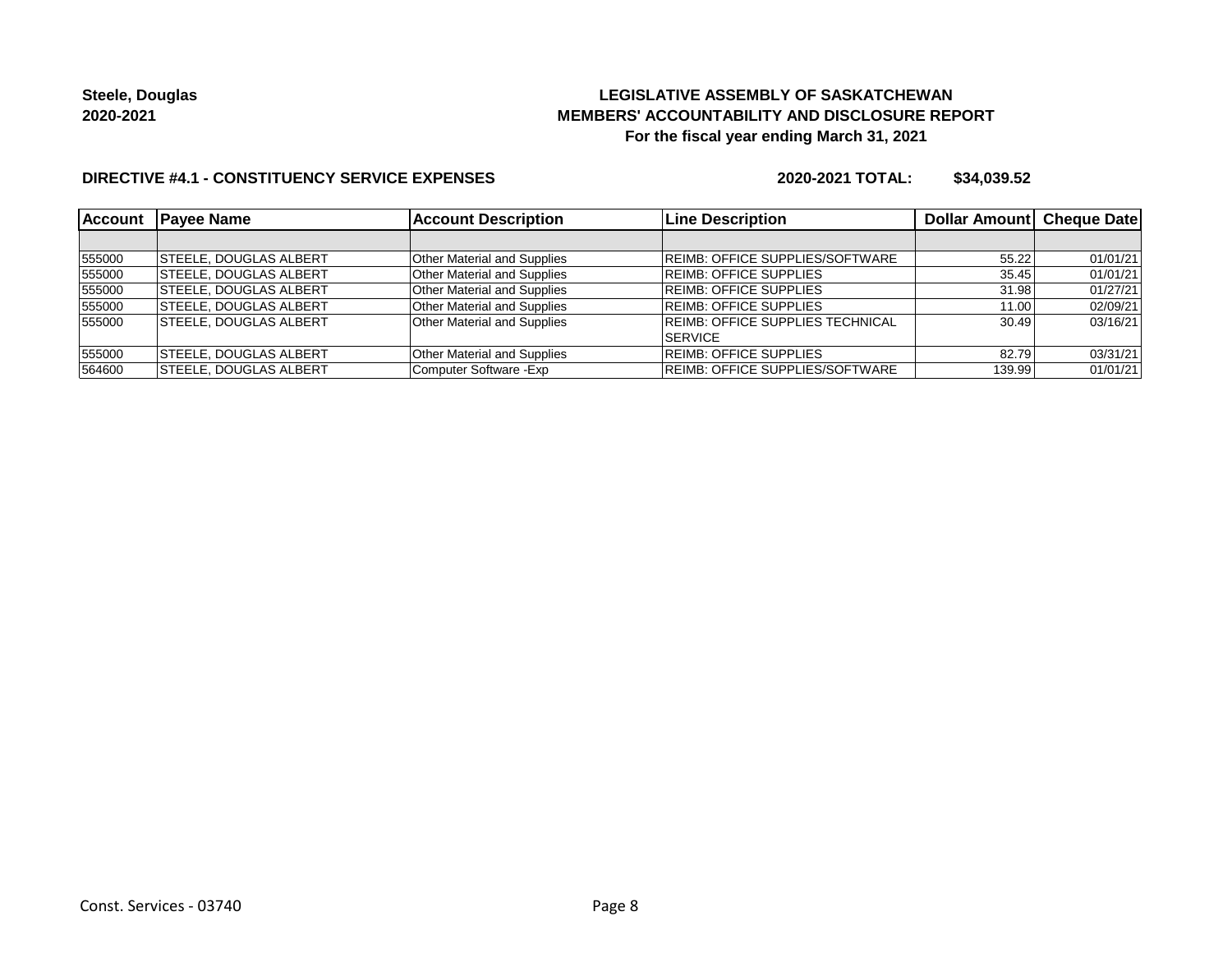**Steele, Douglas**
**2020-2021**

**LEGISLATIVE ASSEMBLY OF SASKATCHEWAN**
**MEMBERS' ACCOUNTABILITY AND DISCLOSURE REPORT**
**For the fiscal year ending March 31, 2021**

**DIRECTIVE #4.1 - CONSTITUENCY SERVICE EXPENSES** **2020-2021 TOTAL: $34,039.52**

| Account | Payee Name | Account Description | Line Description | Dollar Amount | Cheque Date |
|---|---|---|---|---|---|
| | | | | | |
| 555000 | STEELE, DOUGLAS ALBERT | Other Material and Supplies | REIMB: OFFICE SUPPLIES/SOFTWARE | 55.22 | 01/01/21 |
| 555000 | STEELE, DOUGLAS ALBERT | Other Material and Supplies | REIMB: OFFICE SUPPLIES | 35.45 | 01/01/21 |
| 555000 | STEELE, DOUGLAS ALBERT | Other Material and Supplies | REIMB: OFFICE SUPPLIES | 31.98 | 01/27/21 |
| 555000 | STEELE, DOUGLAS ALBERT | Other Material and Supplies | REIMB: OFFICE SUPPLIES | 11.00 | 02/09/21 |
| 555000 | STEELE, DOUGLAS ALBERT | Other Material and Supplies | REIMB: OFFICE SUPPLIES TECHNICAL SERVICE | 30.49 | 03/16/21 |
| 555000 | STEELE, DOUGLAS ALBERT | Other Material and Supplies | REIMB: OFFICE SUPPLIES | 82.79 | 03/31/21 |
| 564600 | STEELE, DOUGLAS ALBERT | Computer Software -Exp | REIMB: OFFICE SUPPLIES/SOFTWARE | 139.99 | 01/01/21 |

Const. Services - 03740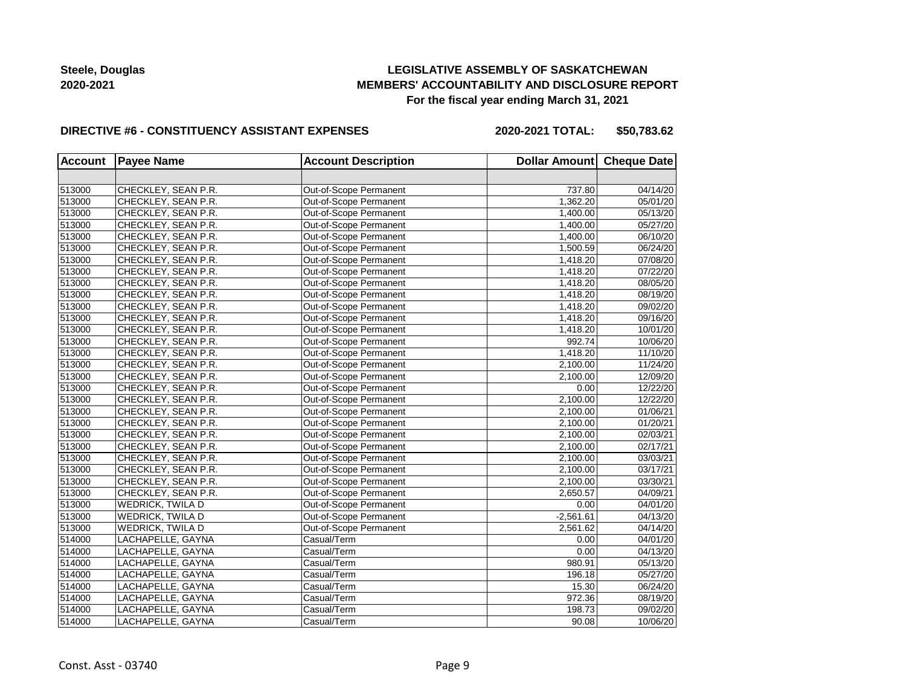**Steele, Douglas**
**2020-2021**

**LEGISLATIVE ASSEMBLY OF SASKATCHEWAN**
**MEMBERS' ACCOUNTABILITY AND DISCLOSURE REPORT**
**For the fiscal year ending March 31, 2021**

**DIRECTIVE #6 - CONSTITUENCY ASSISTANT EXPENSES** **2020-2021 TOTAL: $50,783.62**

| Account | Payee Name | Account Description | Dollar Amount | Cheque Date |
|---|---|---|---|---|
| | | | | |
| 513000 | CHECKLEY, SEAN P.R. | Out-of-Scope Permanent | 737.80 | 04/14/20 |
| 513000 | CHECKLEY, SEAN P.R. | Out-of-Scope Permanent | 1,362.20 | 05/01/20 |
| 513000 | CHECKLEY, SEAN P.R. | Out-of-Scope Permanent | 1,400.00 | 05/13/20 |
| 513000 | CHECKLEY, SEAN P.R. | Out-of-Scope Permanent | 1,400.00 | 05/27/20 |
| 513000 | CHECKLEY, SEAN P.R. | Out-of-Scope Permanent | 1,400.00 | 06/10/20 |
| 513000 | CHECKLEY, SEAN P.R. | Out-of-Scope Permanent | 1,500.59 | 06/24/20 |
| 513000 | CHECKLEY, SEAN P.R. | Out-of-Scope Permanent | 1,418.20 | 07/08/20 |
| 513000 | CHECKLEY, SEAN P.R. | Out-of-Scope Permanent | 1,418.20 | 07/22/20 |
| 513000 | CHECKLEY, SEAN P.R. | Out-of-Scope Permanent | 1,418.20 | 08/05/20 |
| 513000 | CHECKLEY, SEAN P.R. | Out-of-Scope Permanent | 1,418.20 | 08/19/20 |
| 513000 | CHECKLEY, SEAN P.R. | Out-of-Scope Permanent | 1,418.20 | 09/02/20 |
| 513000 | CHECKLEY, SEAN P.R. | Out-of-Scope Permanent | 1,418.20 | 09/16/20 |
| 513000 | CHECKLEY, SEAN P.R. | Out-of-Scope Permanent | 1,418.20 | 10/01/20 |
| 513000 | CHECKLEY, SEAN P.R. | Out-of-Scope Permanent | 992.74 | 10/06/20 |
| 513000 | CHECKLEY, SEAN P.R. | Out-of-Scope Permanent | 1,418.20 | 11/10/20 |
| 513000 | CHECKLEY, SEAN P.R. | Out-of-Scope Permanent | 2,100.00 | 11/24/20 |
| 513000 | CHECKLEY, SEAN P.R. | Out-of-Scope Permanent | 2,100.00 | 12/09/20 |
| 513000 | CHECKLEY, SEAN P.R. | Out-of-Scope Permanent | 0.00 | 12/22/20 |
| 513000 | CHECKLEY, SEAN P.R. | Out-of-Scope Permanent | 2,100.00 | 12/22/20 |
| 513000 | CHECKLEY, SEAN P.R. | Out-of-Scope Permanent | 2,100.00 | 01/06/21 |
| 513000 | CHECKLEY, SEAN P.R. | Out-of-Scope Permanent | 2,100.00 | 01/20/21 |
| 513000 | CHECKLEY, SEAN P.R. | Out-of-Scope Permanent | 2,100.00 | 02/03/21 |
| 513000 | CHECKLEY, SEAN P.R. | Out-of-Scope Permanent | 2,100.00 | 02/17/21 |
| 513000 | CHECKLEY, SEAN P.R. | Out-of-Scope Permanent | 2,100.00 | 03/03/21 |
| 513000 | CHECKLEY, SEAN P.R. | Out-of-Scope Permanent | 2,100.00 | 03/17/21 |
| 513000 | CHECKLEY, SEAN P.R. | Out-of-Scope Permanent | 2,100.00 | 03/30/21 |
| 513000 | CHECKLEY, SEAN P.R. | Out-of-Scope Permanent | 2,650.57 | 04/09/21 |
| 513000 | WEDRICK, TWILA D | Out-of-Scope Permanent | 0.00 | 04/01/20 |
| 513000 | WEDRICK, TWILA D | Out-of-Scope Permanent | -2,561.61 | 04/13/20 |
| 513000 | WEDRICK, TWILA D | Out-of-Scope Permanent | 2,561.62 | 04/14/20 |
| 514000 | LACHAPELLE, GAYNA | Casual/Term | 0.00 | 04/01/20 |
| 514000 | LACHAPELLE, GAYNA | Casual/Term | 0.00 | 04/13/20 |
| 514000 | LACHAPELLE, GAYNA | Casual/Term | 980.91 | 05/13/20 |
| 514000 | LACHAPELLE, GAYNA | Casual/Term | 196.18 | 05/27/20 |
| 514000 | LACHAPELLE, GAYNA | Casual/Term | 15.30 | 06/24/20 |
| 514000 | LACHAPELLE, GAYNA | Casual/Term | 972.36 | 08/19/20 |
| 514000 | LACHAPELLE, GAYNA | Casual/Term | 198.73 | 09/02/20 |
| 514000 | LACHAPELLE, GAYNA | Casual/Term | 90.08 | 10/06/20 |

Const. Asst - 03740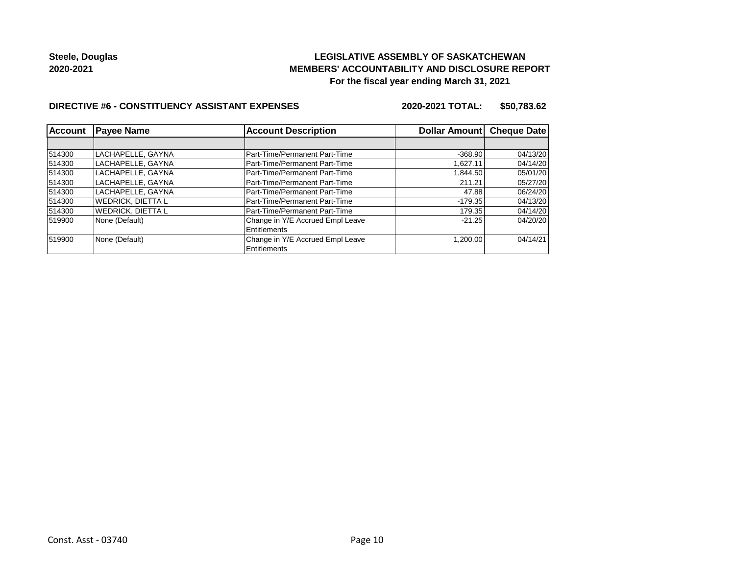**Steele, Douglas**
**2020-2021**

**LEGISLATIVE ASSEMBLY OF SASKATCHEWAN**
**MEMBERS' ACCOUNTABILITY AND DISCLOSURE REPORT**
**For the fiscal year ending March 31, 2021**

**DIRECTIVE #6 - CONSTITUENCY ASSISTANT EXPENSES** **2020-2021 TOTAL: $50,783.62**

| Account | Payee Name | Account Description | Dollar Amount | Cheque Date |
|---|---|---|---|---|
| | | | | |
| 514300 | LACHAPELLE, GAYNA | Part-Time/Permanent Part-Time | -368.90 | 04/13/20 |
| 514300 | LACHAPELLE, GAYNA | Part-Time/Permanent Part-Time | 1,627.11 | 04/14/20 |
| 514300 | LACHAPELLE, GAYNA | Part-Time/Permanent Part-Time | 1,844.50 | 05/01/20 |
| 514300 | LACHAPELLE, GAYNA | Part-Time/Permanent Part-Time | 211.21 | 05/27/20 |
| 514300 | LACHAPELLE, GAYNA | Part-Time/Permanent Part-Time | 47.88 | 06/24/20 |
| 514300 | WEDRICK, DIETTA L | Part-Time/Permanent Part-Time | -179.35 | 04/13/20 |
| 514300 | WEDRICK, DIETTA L | Part-Time/Permanent Part-Time | 179.35 | 04/14/20 |
| 519900 | None (Default) | Change in Y/E Accrued Empl Leave Entitlements | -21.25 | 04/20/20 |
| 519900 | None (Default) | Change in Y/E Accrued Empl Leave Entitlements | 1,200.00 | 04/14/21 |

Const. Asst - 03740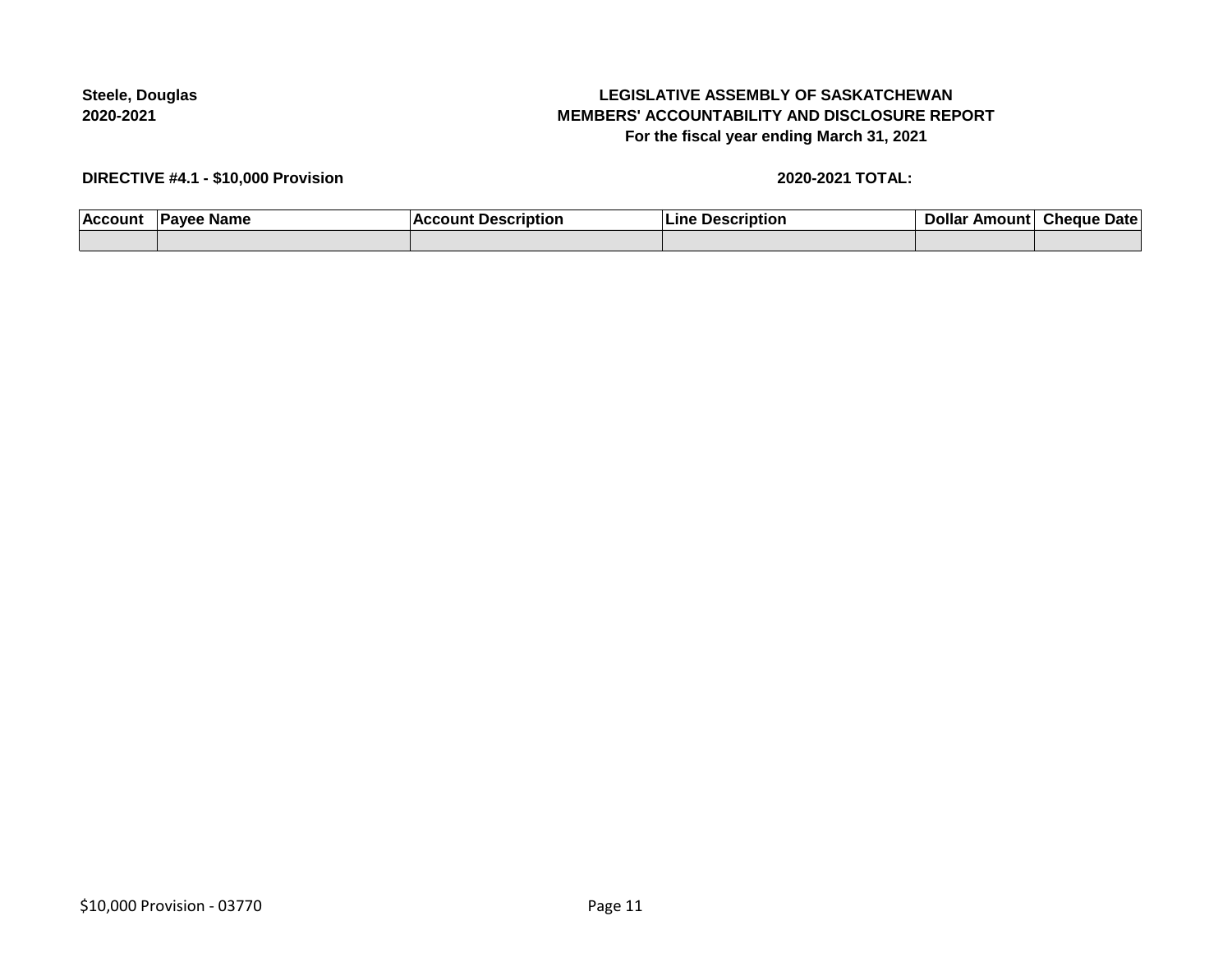**Steele, Douglas**
**2020-2021**

**LEGISLATIVE ASSEMBLY OF SASKATCHEWAN**
**MEMBERS' ACCOUNTABILITY AND DISCLOSURE REPORT**
**For the fiscal year ending March 31, 2021**

**DIRECTIVE #4.1 - $10,000 Provision**

**2020-2021 TOTAL:**

| Account | Payee Name | Account Description | Line Description | Dollar Amount | Cheque Date |
|---|---|---|---|---|---|
| | | | | | |

$10,000 Provision - 03770